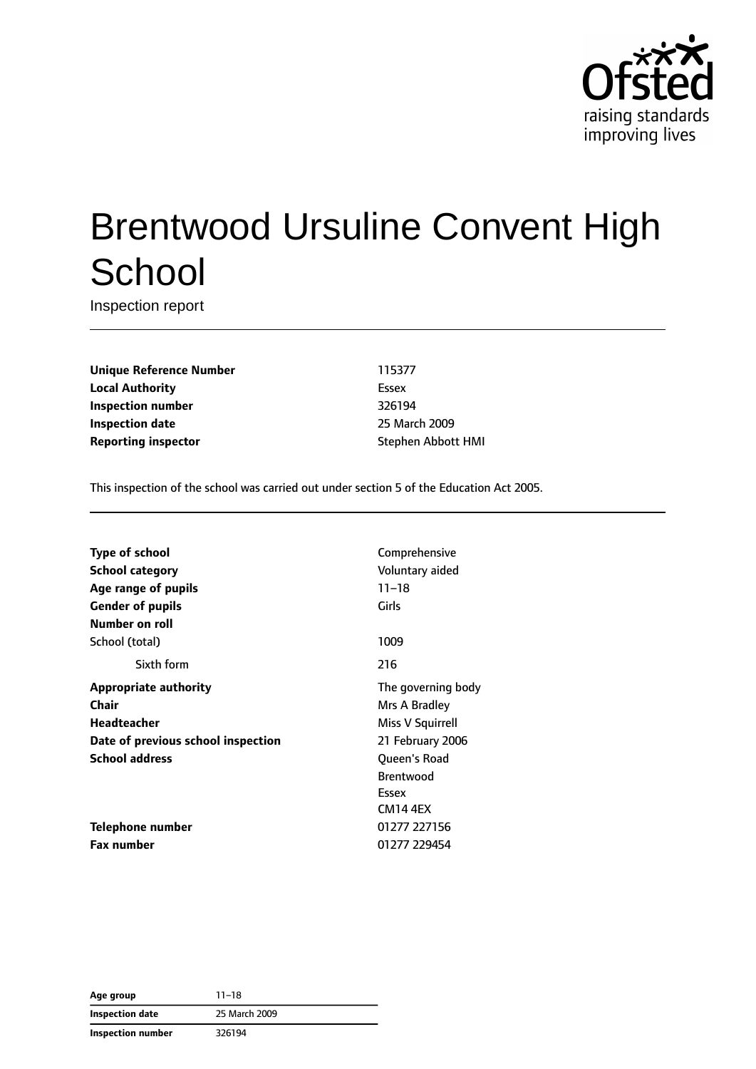# Brentwood Ursuline Convent High School

Inspection report

| | |
|---|---|
| **Unique Reference Number** | 115377 |
| **Local Authority** | Essex |
| **Inspection number** | 326194 |
| **Inspection date** | 25 March 2009 |
| **Reporting inspector** | Stephen Abbott HMI |

This inspection of the school was carried out under section 5 of the Education Act 2005.

| | |
|---|---|
| **Type of school** | Comprehensive |
| **School category** | Voluntary aided |
| **Age range of pupils** | 11–18 |
| **Gender of pupils** | Girls |
| **Number on roll** | |
| School (total) | 1009 |
| Sixth form | 216 |
| **Appropriate authority** | The governing body |
| **Chair** | Mrs A Bradley |
| **Headteacher** | Miss V Squirrell |
| **Date of previous school inspection** | 21 February 2006 |
| **School address** | Queen's Road<br>Brentwood<br>Essex<br>CM14 4EX |
| **Telephone number** | 01277 227156 |
| **Fax number** | 01277 229454 |

| | |
|---|---|
| **Age group** | 11–18 |
| **Inspection date** | 25 March 2009 |
| **Inspection number** | 326194 |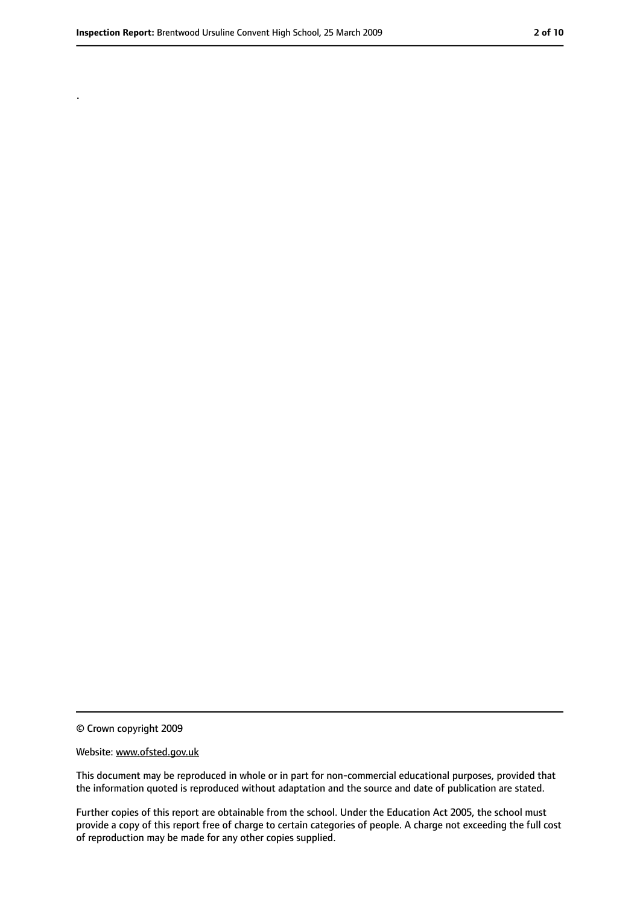.

© Crown copyright 2009

Website: www.ofsted.gov.uk

This document may be reproduced in whole or in part for non-commercial educational purposes, provided that the information quoted is reproduced without adaptation and the source and date of publication are stated.

Further copies of this report are obtainable from the school. Under the Education Act 2005, the school must provide a copy of this report free of charge to certain categories of people. A charge not exceeding the full cost of reproduction may be made for any other copies supplied.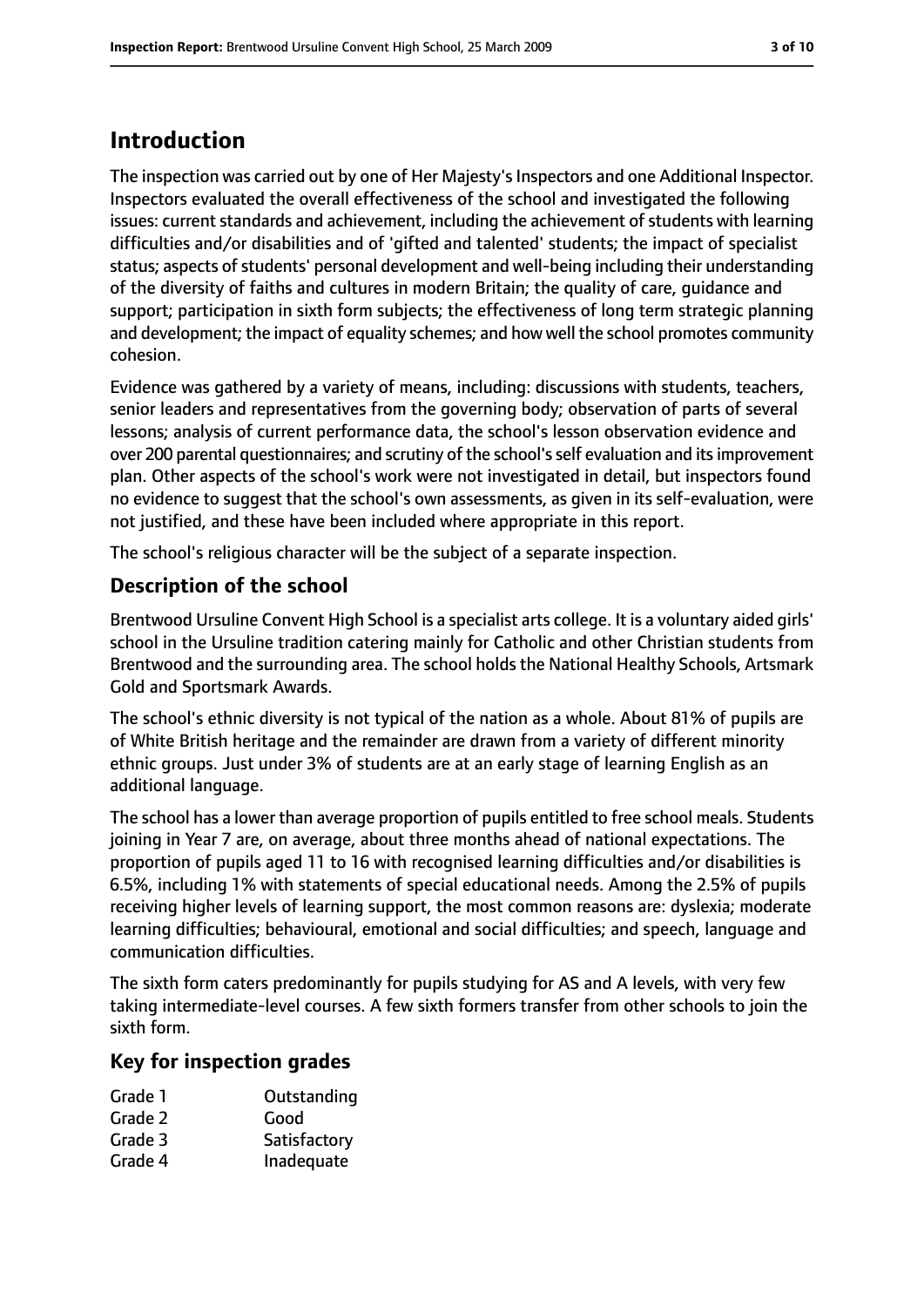# Introduction

The inspection was carried out by one of Her Majesty's Inspectors and one Additional Inspector. Inspectors evaluated the overall effectiveness of the school and investigated the following issues: current standards and achievement, including the achievement of students with learning difficulties and/or disabilities and of 'gifted and talented' students; the impact of specialist status; aspects of students' personal development and well-being including their understanding of the diversity of faiths and cultures in modern Britain; the quality of care, guidance and support; participation in sixth form subjects; the effectiveness of long term strategic planning and development; the impact of equality schemes; and how well the school promotes community cohesion.

Evidence was gathered by a variety of means, including: discussions with students, teachers, senior leaders and representatives from the governing body; observation of parts of several lessons; analysis of current performance data, the school's lesson observation evidence and over 200 parental questionnaires; and scrutiny of the school's self evaluation and its improvement plan. Other aspects of the school's work were not investigated in detail, but inspectors found no evidence to suggest that the school's own assessments, as given in its self-evaluation, were not justified, and these have been included where appropriate in this report.

The school's religious character will be the subject of a separate inspection.

## Description of the school

Brentwood Ursuline Convent High School is a specialist arts college. It is a voluntary aided girls' school in the Ursuline tradition catering mainly for Catholic and other Christian students from Brentwood and the surrounding area. The school holds the National Healthy Schools, Artsmark Gold and Sportsmark Awards.

The school's ethnic diversity is not typical of the nation as a whole. About 81% of pupils are of White British heritage and the remainder are drawn from a variety of different minority ethnic groups. Just under 3% of students are at an early stage of learning English as an additional language.

The school has a lower than average proportion of pupils entitled to free school meals. Students joining in Year 7 are, on average, about three months ahead of national expectations. The proportion of pupils aged 11 to 16 with recognised learning difficulties and/or disabilities is 6.5%, including 1% with statements of special educational needs. Among the 2.5% of pupils receiving higher levels of learning support, the most common reasons are: dyslexia; moderate learning difficulties; behavioural, emotional and social difficulties; and speech, language and communication difficulties.

The sixth form caters predominantly for pupils studying for AS and A levels, with very few taking intermediate-level courses. A few sixth formers transfer from other schools to join the sixth form.

## Key for inspection grades

| | |
|---|---|
| Grade 1 | Outstanding |
| Grade 2 | Good |
| Grade 3 | Satisfactory |
| Grade 4 | Inadequate |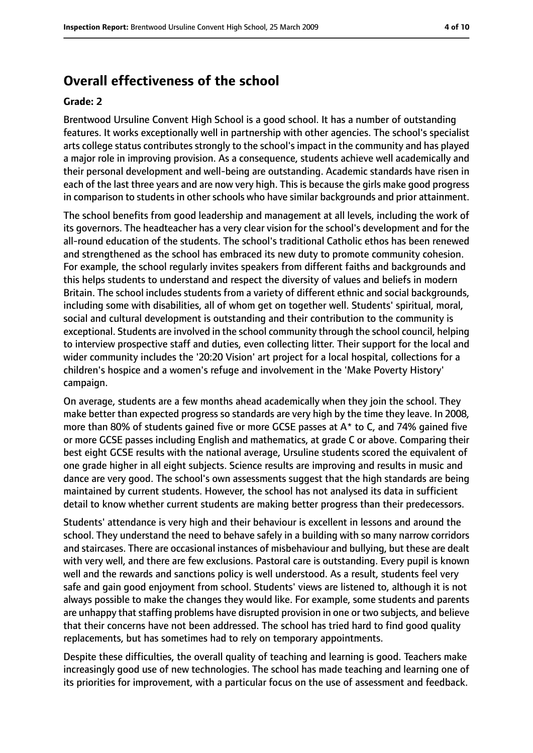## Overall effectiveness of the school

**Grade: 2**

Brentwood Ursuline Convent High School is a good school. It has a number of outstanding features. It works exceptionally well in partnership with other agencies. The school's specialist arts college status contributes strongly to the school's impact in the community and has played a major role in improving provision. As a consequence, students achieve well academically and their personal development and well-being are outstanding. Academic standards have risen in each of the last three years and are now very high. This is because the girls make good progress in comparison to students in other schools who have similar backgrounds and prior attainment.

The school benefits from good leadership and management at all levels, including the work of its governors. The headteacher has a very clear vision for the school's development and for the all-round education of the students. The school's traditional Catholic ethos has been renewed and strengthened as the school has embraced its new duty to promote community cohesion. For example, the school regularly invites speakers from different faiths and backgrounds and this helps students to understand and respect the diversity of values and beliefs in modern Britain. The school includes students from a variety of different ethnic and social backgrounds, including some with disabilities, all of whom get on together well. Students' spiritual, moral, social and cultural development is outstanding and their contribution to the community is exceptional. Students are involved in the school community through the school council, helping to interview prospective staff and duties, even collecting litter. Their support for the local and wider community includes the '20:20 Vision' art project for a local hospital, collections for a children's hospice and a women's refuge and involvement in the 'Make Poverty History' campaign.

On average, students are a few months ahead academically when they join the school. They make better than expected progress so standards are very high by the time they leave. In 2008, more than 80% of students gained five or more GCSE passes at A* to C, and 74% gained five or more GCSE passes including English and mathematics, at grade C or above. Comparing their best eight GCSE results with the national average, Ursuline students scored the equivalent of one grade higher in all eight subjects. Science results are improving and results in music and dance are very good. The school's own assessments suggest that the high standards are being maintained by current students. However, the school has not analysed its data in sufficient detail to know whether current students are making better progress than their predecessors.

Students' attendance is very high and their behaviour is excellent in lessons and around the school. They understand the need to behave safely in a building with so many narrow corridors and staircases. There are occasional instances of misbehaviour and bullying, but these are dealt with very well, and there are few exclusions. Pastoral care is outstanding. Every pupil is known well and the rewards and sanctions policy is well understood. As a result, students feel very safe and gain good enjoyment from school. Students' views are listened to, although it is not always possible to make the changes they would like. For example, some students and parents are unhappy that staffing problems have disrupted provision in one or two subjects, and believe that their concerns have not been addressed. The school has tried hard to find good quality replacements, but has sometimes had to rely on temporary appointments.

Despite these difficulties, the overall quality of teaching and learning is good. Teachers make increasingly good use of new technologies. The school has made teaching and learning one of its priorities for improvement, with a particular focus on the use of assessment and feedback.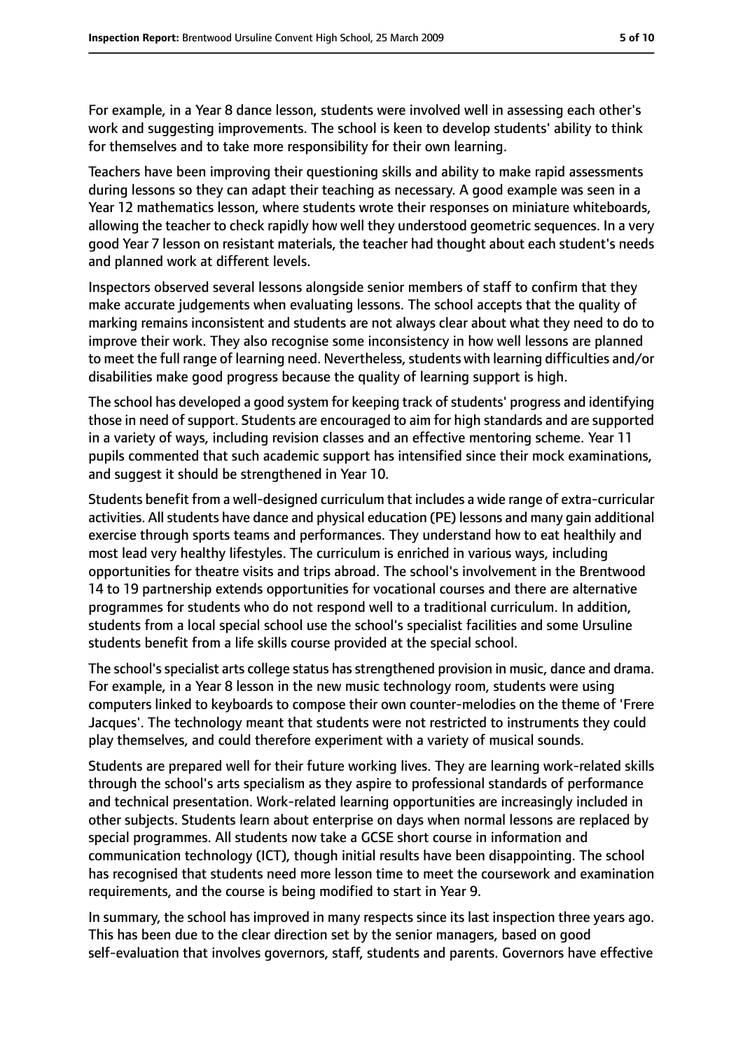For example, in a Year 8 dance lesson, students were involved well in assessing each other's work and suggesting improvements. The school is keen to develop students' ability to think for themselves and to take more responsibility for their own learning.

Teachers have been improving their questioning skills and ability to make rapid assessments during lessons so they can adapt their teaching as necessary. A good example was seen in a Year 12 mathematics lesson, where students wrote their responses on miniature whiteboards, allowing the teacher to check rapidly how well they understood geometric sequences. In a very good Year 7 lesson on resistant materials, the teacher had thought about each student's needs and planned work at different levels.

Inspectors observed several lessons alongside senior members of staff to confirm that they make accurate judgements when evaluating lessons. The school accepts that the quality of marking remains inconsistent and students are not always clear about what they need to do to improve their work. They also recognise some inconsistency in how well lessons are planned to meet the full range of learning need. Nevertheless, students with learning difficulties and/or disabilities make good progress because the quality of learning support is high.

The school has developed a good system for keeping track of students' progress and identifying those in need of support. Students are encouraged to aim for high standards and are supported in a variety of ways, including revision classes and an effective mentoring scheme. Year 11 pupils commented that such academic support has intensified since their mock examinations, and suggest it should be strengthened in Year 10.

Students benefit from a well-designed curriculum that includes a wide range of extra-curricular activities. All students have dance and physical education (PE) lessons and many gain additional exercise through sports teams and performances. They understand how to eat healthily and most lead very healthy lifestyles. The curriculum is enriched in various ways, including opportunities for theatre visits and trips abroad. The school's involvement in the Brentwood 14 to 19 partnership extends opportunities for vocational courses and there are alternative programmes for students who do not respond well to a traditional curriculum. In addition, students from a local special school use the school's specialist facilities and some Ursuline students benefit from a life skills course provided at the special school.

The school's specialist arts college status has strengthened provision in music, dance and drama. For example, in a Year 8 lesson in the new music technology room, students were using computers linked to keyboards to compose their own counter-melodies on the theme of 'Frere Jacques'. The technology meant that students were not restricted to instruments they could play themselves, and could therefore experiment with a variety of musical sounds.

Students are prepared well for their future working lives. They are learning work-related skills through the school's arts specialism as they aspire to professional standards of performance and technical presentation. Work-related learning opportunities are increasingly included in other subjects. Students learn about enterprise on days when normal lessons are replaced by special programmes. All students now take a GCSE short course in information and communication technology (ICT), though initial results have been disappointing. The school has recognised that students need more lesson time to meet the coursework and examination requirements, and the course is being modified to start in Year 9.

In summary, the school has improved in many respects since its last inspection three years ago. This has been due to the clear direction set by the senior managers, based on good self-evaluation that involves governors, staff, students and parents. Governors have effective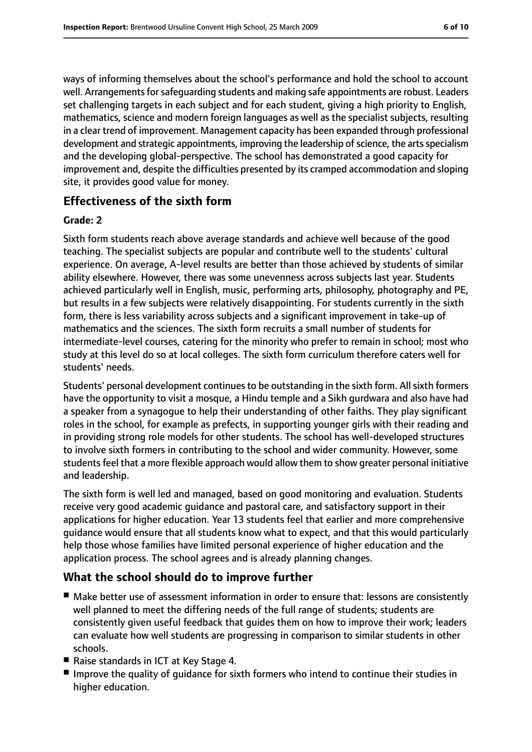ways of informing themselves about the school's performance and hold the school to account well. Arrangements for safeguarding students and making safe appointments are robust. Leaders set challenging targets in each subject and for each student, giving a high priority to English, mathematics, science and modern foreign languages as well as the specialist subjects, resulting in a clear trend of improvement. Management capacity has been expanded through professional development and strategic appointments, improving the leadership of science, the arts specialism and the developing global-perspective. The school has demonstrated a good capacity for improvement and, despite the difficulties presented by its cramped accommodation and sloping site, it provides good value for money.

## Effectiveness of the sixth form

**Grade: 2**

Sixth form students reach above average standards and achieve well because of the good teaching. The specialist subjects are popular and contribute well to the students' cultural experience. On average, A-level results are better than those achieved by students of similar ability elsewhere. However, there was some unevenness across subjects last year. Students achieved particularly well in English, music, performing arts, philosophy, photography and PE, but results in a few subjects were relatively disappointing. For students currently in the sixth form, there is less variability across subjects and a significant improvement in take-up of mathematics and the sciences. The sixth form recruits a small number of students for intermediate-level courses, catering for the minority who prefer to remain in school; most who study at this level do so at local colleges. The sixth form curriculum therefore caters well for students' needs.

Students' personal development continues to be outstanding in the sixth form. All sixth formers have the opportunity to visit a mosque, a Hindu temple and a Sikh gurdwara and also have had a speaker from a synagogue to help their understanding of other faiths. They play significant roles in the school, for example as prefects, in supporting younger girls with their reading and in providing strong role models for other students. The school has well-developed structures to involve sixth formers in contributing to the school and wider community. However, some students feel that a more flexible approach would allow them to show greater personal initiative and leadership.

The sixth form is well led and managed, based on good monitoring and evaluation. Students receive very good academic guidance and pastoral care, and satisfactory support in their applications for higher education. Year 13 students feel that earlier and more comprehensive guidance would ensure that all students know what to expect, and that this would particularly help those whose families have limited personal experience of higher education and the application process. The school agrees and is already planning changes.

## What the school should do to improve further

- Make better use of assessment information in order to ensure that: lessons are consistently well planned to meet the differing needs of the full range of students; students are consistently given useful feedback that guides them on how to improve their work; leaders can evaluate how well students are progressing in comparison to similar students in other schools.
- Raise standards in ICT at Key Stage 4.
- Improve the quality of guidance for sixth formers who intend to continue their studies in higher education.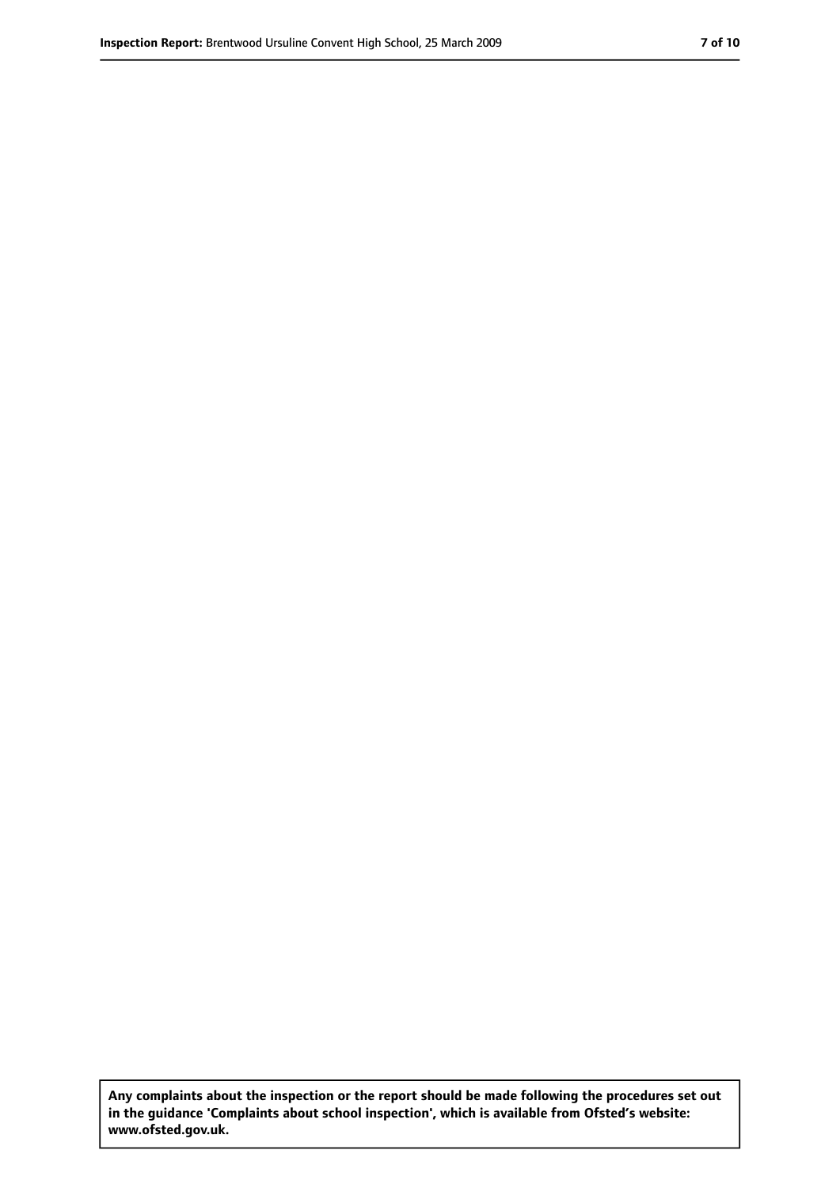**Any complaints about the inspection or the report should be made following the procedures set out in the guidance 'Complaints about school inspection', which is available from Ofsted's website: www.ofsted.gov.uk.**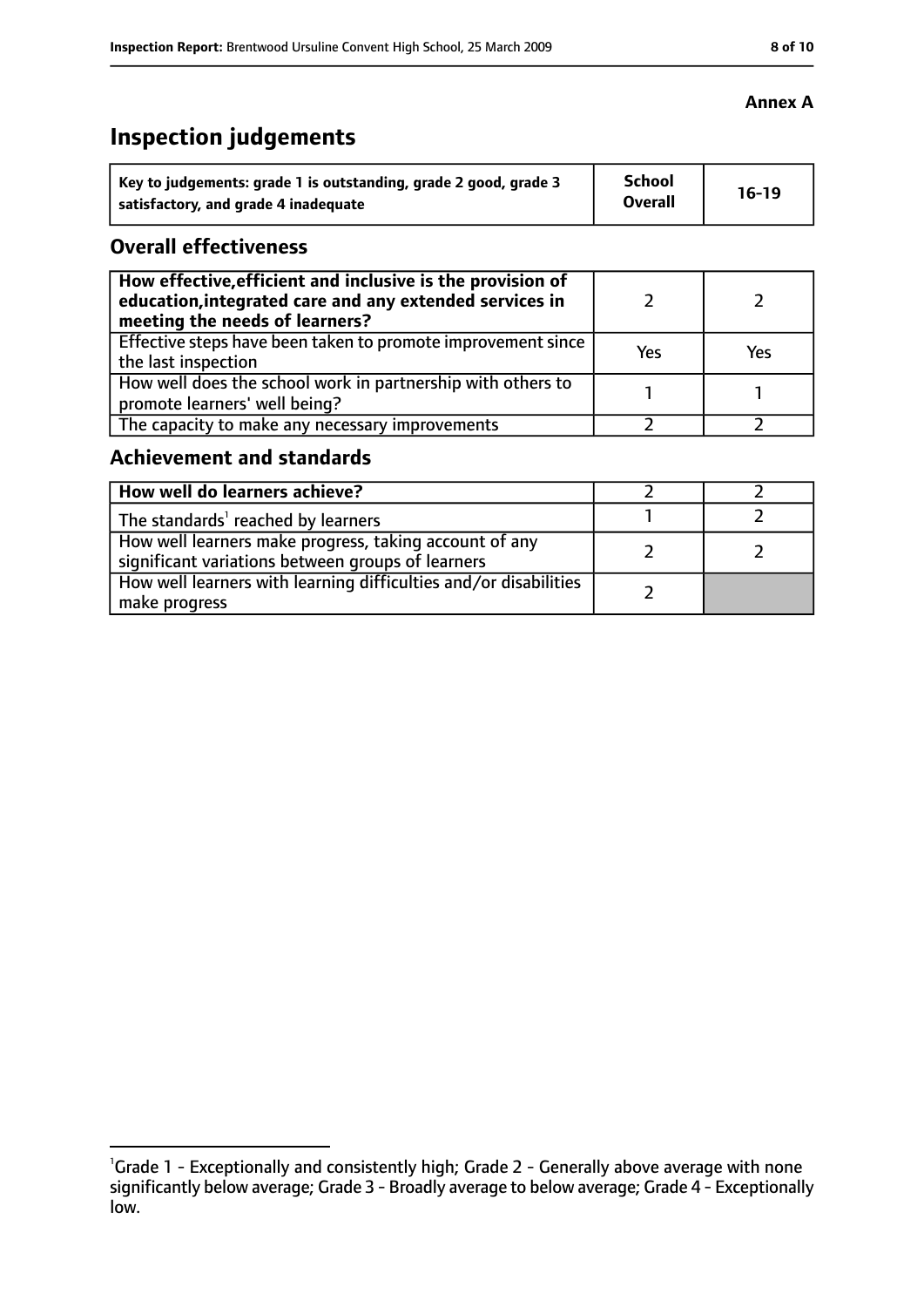**Annex A**

# Inspection judgements

| Key to judgements: grade 1 is outstanding, grade 2 good, grade 3 satisfactory, and grade 4 inadequate | School Overall | 16-19 |
|---|---|---|

## Overall effectiveness

| | | |
|---|---|---|
| **How effective, efficient and inclusive is the provision of education, integrated care and any extended services in meeting the needs of learners?** | 2 | 2 |
| Effective steps have been taken to promote improvement since the last inspection | Yes | Yes |
| How well does the school work in partnership with others to promote learners' well being? | 1 | 1 |
| The capacity to make any necessary improvements | 2 | 2 |

## Achievement and standards

| | | |
|---|---|---|
| **How well do learners achieve?** | 2 | 2 |
| The standards[1] reached by learners | 1 | 2 |
| How well learners make progress, taking account of any significant variations between groups of learners | 2 | 2 |
| How well learners with learning difficulties and/or disabilities make progress | 2 | |

[1]Grade 1 - Exceptionally and consistently high; Grade 2 - Generally above average with none significantly below average; Grade 3 - Broadly average to below average; Grade 4 - Exceptionally low.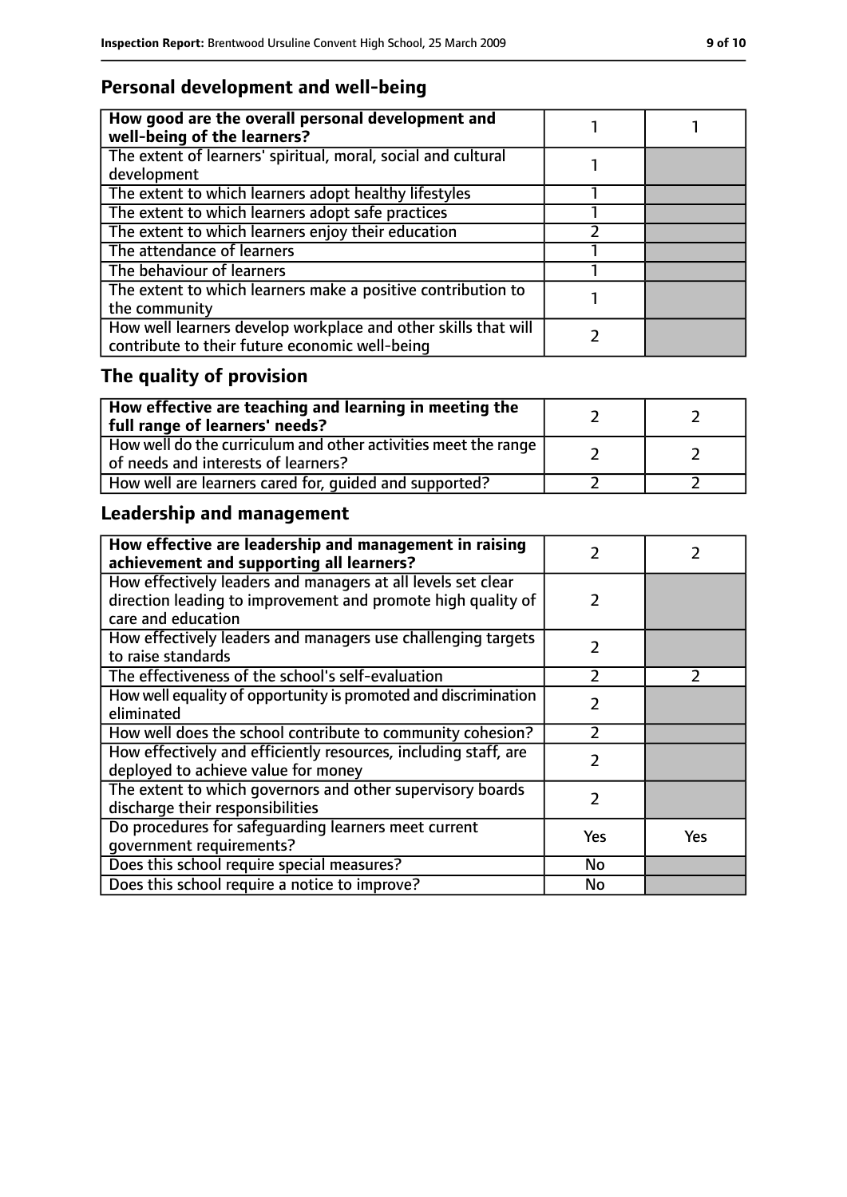## Personal development and well-being

| How good are the overall personal development and well-being of the learners? | 1 | 1 |
|---|---|---|
| The extent of learners' spiritual, moral, social and cultural development | 1 | |
| The extent to which learners adopt healthy lifestyles | 1 | |
| The extent to which learners adopt safe practices | 1 | |
| The extent to which learners enjoy their education | 2 | |
| The attendance of learners | 1 | |
| The behaviour of learners | 1 | |
| The extent to which learners make a positive contribution to the community | 1 | |
| How well learners develop workplace and other skills that will contribute to their future economic well-being | 2 | |

## The quality of provision

| How effective are teaching and learning in meeting the full range of learners' needs? | 2 | 2 |
|---|---|---|
| How well do the curriculum and other activities meet the range of needs and interests of learners? | 2 | 2 |
| How well are learners cared for, guided and supported? | 2 | 2 |

## Leadership and management

| How effective are leadership and management in raising achievement and supporting all learners? | 2 | 2 |
|---|---|---|
| How effectively leaders and managers at all levels set clear direction leading to improvement and promote high quality of care and education | 2 | |
| How effectively leaders and managers use challenging targets to raise standards | 2 | |
| The effectiveness of the school's self-evaluation | 2 | 2 |
| How well equality of opportunity is promoted and discrimination eliminated | 2 | |
| How well does the school contribute to community cohesion? | 2 | |
| How effectively and efficiently resources, including staff, are deployed to achieve value for money | 2 | |
| The extent to which governors and other supervisory boards discharge their responsibilities | 2 | |
| Do procedures for safeguarding learners meet current government requirements? | Yes | Yes |
| Does this school require special measures? | No | |
| Does this school require a notice to improve? | No | |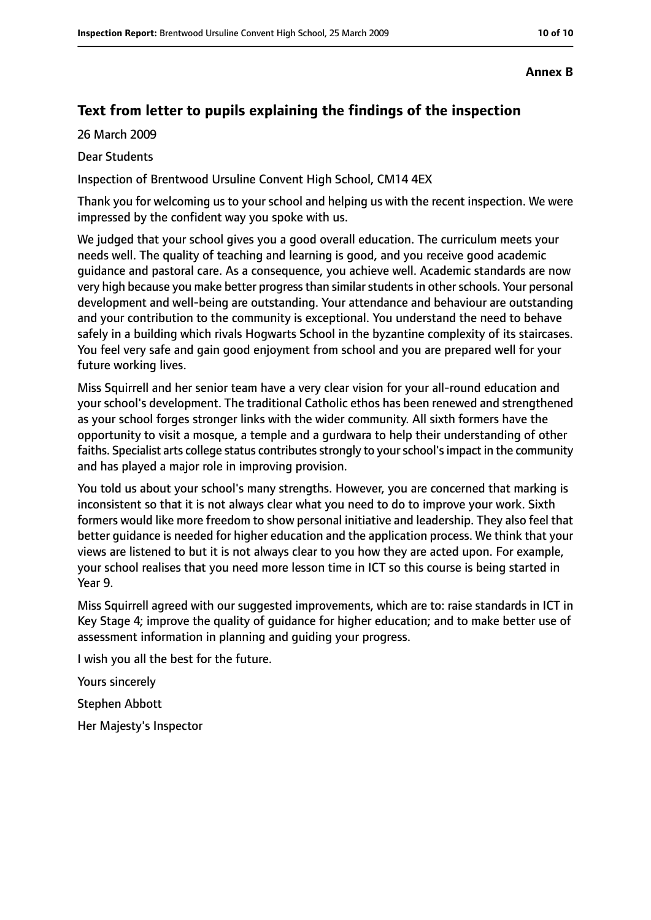**Annex B**

## Text from letter to pupils explaining the findings of the inspection

26 March 2009

Dear Students

Inspection of Brentwood Ursuline Convent High School, CM14 4EX

Thank you for welcoming us to your school and helping us with the recent inspection. We were impressed by the confident way you spoke with us.

We judged that your school gives you a good overall education. The curriculum meets your needs well. The quality of teaching and learning is good, and you receive good academic guidance and pastoral care. As a consequence, you achieve well. Academic standards are now very high because you make better progress than similar students in other schools. Your personal development and well-being are outstanding. Your attendance and behaviour are outstanding and your contribution to the community is exceptional. You understand the need to behave safely in a building which rivals Hogwarts School in the byzantine complexity of its staircases. You feel very safe and gain good enjoyment from school and you are prepared well for your future working lives.

Miss Squirrell and her senior team have a very clear vision for your all-round education and your school's development. The traditional Catholic ethos has been renewed and strengthened as your school forges stronger links with the wider community. All sixth formers have the opportunity to visit a mosque, a temple and a gurdwara to help their understanding of other faiths. Specialist arts college status contributes strongly to your school's impact in the community and has played a major role in improving provision.

You told us about your school's many strengths. However, you are concerned that marking is inconsistent so that it is not always clear what you need to do to improve your work. Sixth formers would like more freedom to show personal initiative and leadership. They also feel that better guidance is needed for higher education and the application process. We think that your views are listened to but it is not always clear to you how they are acted upon. For example, your school realises that you need more lesson time in ICT so this course is being started in Year 9.

Miss Squirrell agreed with our suggested improvements, which are to: raise standards in ICT in Key Stage 4; improve the quality of guidance for higher education; and to make better use of assessment information in planning and guiding your progress.

I wish you all the best for the future.

Yours sincerely

Stephen Abbott

Her Majesty's Inspector